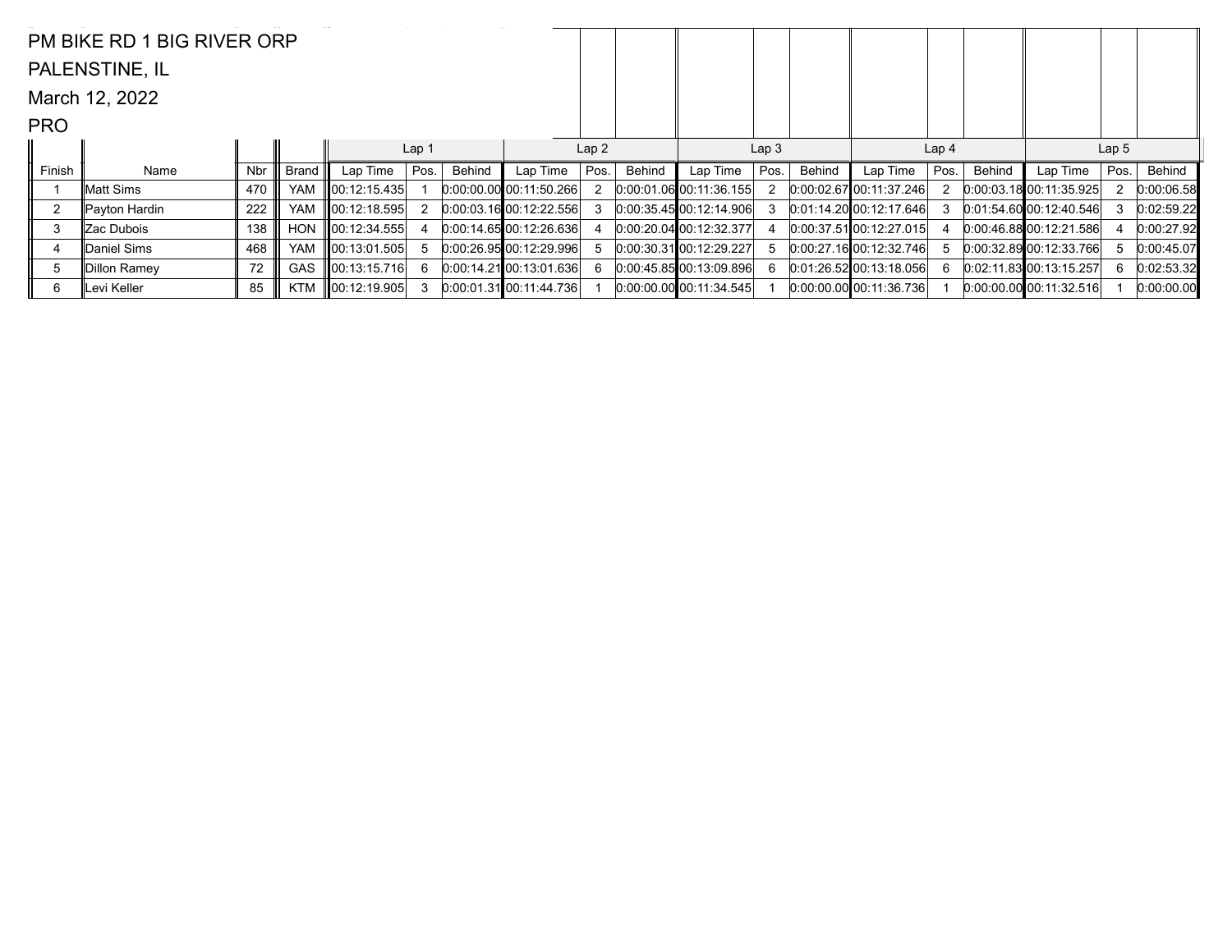PM BIKE RD 1 BIG RIVER ORP

PALENSTINE, IL

March 12, 2022

PRO

| | | | | Lap 1 | | | Lap 2 | | | Lap 3 | | | Lap 4 | | | Lap 5 | | |
|---|---|---|---|---|---|---|---|---|---|---|---|---|---|---|---|---|---|---|
| Finish | Name | Nbr | Brand | Lap Time | Pos. | Behind | Lap Time | Pos. | Behind | Lap Time | Pos. | Behind | Lap Time | Pos. | Behind | Lap Time | Pos. | Behind |
| 1 | Matt Sims | 470 | YAM | 00:12:15.435 | 1 | 0:00:00.00 | 00:11:50.266 | 2 | 0:00:01.06 | 00:11:36.155 | 2 | 0:00:02.67 | 00:11:37.246 | 2 | 0:00:03.18 | 00:11:35.925 | 2 | 0:00:06.58 |
| 2 | Payton Hardin | 222 | YAM | 00:12:18.595 | 2 | 0:00:03.16 | 00:12:22.556 | 3 | 0:00:35.45 | 00:12:14.906 | 3 | 0:01:14.20 | 00:12:17.646 | 3 | 0:01:54.60 | 00:12:40.546 | 3 | 0:02:59.22 |
| 3 | Zac Dubois | 138 | HON | 00:12:34.555 | 4 | 0:00:14.65 | 00:12:26.636 | 4 | 0:00:20.04 | 00:12:32.377 | 4 | 0:00:37.51 | 00:12:27.015 | 4 | 0:00:46.88 | 00:12:21.586 | 4 | 0:00:27.92 |
| 4 | Daniel Sims | 468 | YAM | 00:13:01.505 | 5 | 0:00:26.95 | 00:12:29.996 | 5 | 0:00:30.31 | 00:12:29.227 | 5 | 0:00:27.16 | 00:12:32.746 | 5 | 0:00:32.89 | 00:12:33.766 | 5 | 0:00:45.07 |
| 5 | Dillon Ramey | 72 | GAS | 00:13:15.716 | 6 | 0:00:14.21 | 00:13:01.636 | 6 | 0:00:45.85 | 00:13:09.896 | 6 | 0:01:26.52 | 00:13:18.056 | 6 | 0:02:11.83 | 00:13:15.257 | 6 | 0:02:53.32 |
| 6 | Levi Keller | 85 | KTM | 00:12:19.905 | 3 | 0:00:01.31 | 00:11:44.736 | 1 | 0:00:00.00 | 00:11:34.545 | 1 | 0:00:00.00 | 00:11:36.736 | 1 | 0:00:00.00 | 00:11:32.516 | 1 | 0:00:00.00 |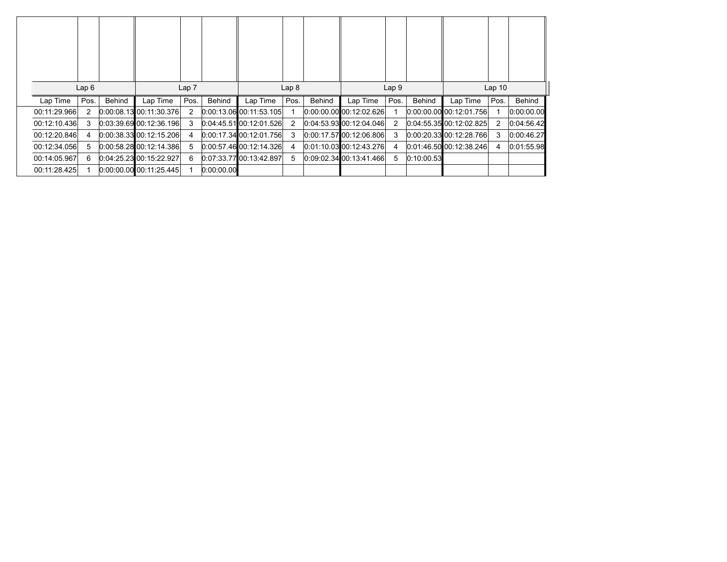| Lap 6 | | | Lap 7 | | | Lap 8 | | | Lap 9 | | | Lap 10 | | |
|---|---|---|---|---|---|---|---|---|---|---|---|---|---|---|
| Lap Time | Pos. | Behind | Lap Time | Pos. | Behind | Lap Time | Pos. | Behind | Lap Time | Pos. | Behind | Lap Time | Pos. | Behind |
| 00:11:29.966 | 2 | 0:00:08.13 | 00:11:30.376 | 2 | 0:00:13.06 | 00:11:53.105 | 1 | 0:00:00.00 | 00:12:02.626 | 1 | 0:00:00.00 | 00:12:01.756 | 1 | 0:00:00.00 |
| 00:12:10.436 | 3 | 0:03:39.69 | 00:12:36.196 | 3 | 0:04:45.51 | 00:12:01.526 | 2 | 0:04:53.93 | 00:12:04.046 | 2 | 0:04:55.35 | 00:12:02.825 | 2 | 0:04:56.42 |
| 00:12:20.846 | 4 | 0:00:38.33 | 00:12:15.206 | 4 | 0:00:17.34 | 00:12:01.756 | 3 | 0:00:17.57 | 00:12:06.806 | 3 | 0:00:20.33 | 00:12:28.766 | 3 | 0:00:46.27 |
| 00:12:34.056 | 5 | 0:00:58.28 | 00:12:14.386 | 5 | 0:00:57.46 | 00:12:14.326 | 4 | 0:01:10.03 | 00:12:43.276 | 4 | 0:01:46.50 | 00:12:38.246 | 4 | 0:01:55.98 |
| 00:14:05.967 | 6 | 0:04:25.23 | 00:15:22.927 | 6 | 0:07:33.77 | 00:13:42.897 | 5 | 0:09:02.34 | 00:13:41.466 | 5 | 0:10:00.53 | | | |
| 00:11:28.425 | 1 | 0:00:00.00 | 00:11:25.445 | 1 | 0:00:00.00 | | | | | | | | | |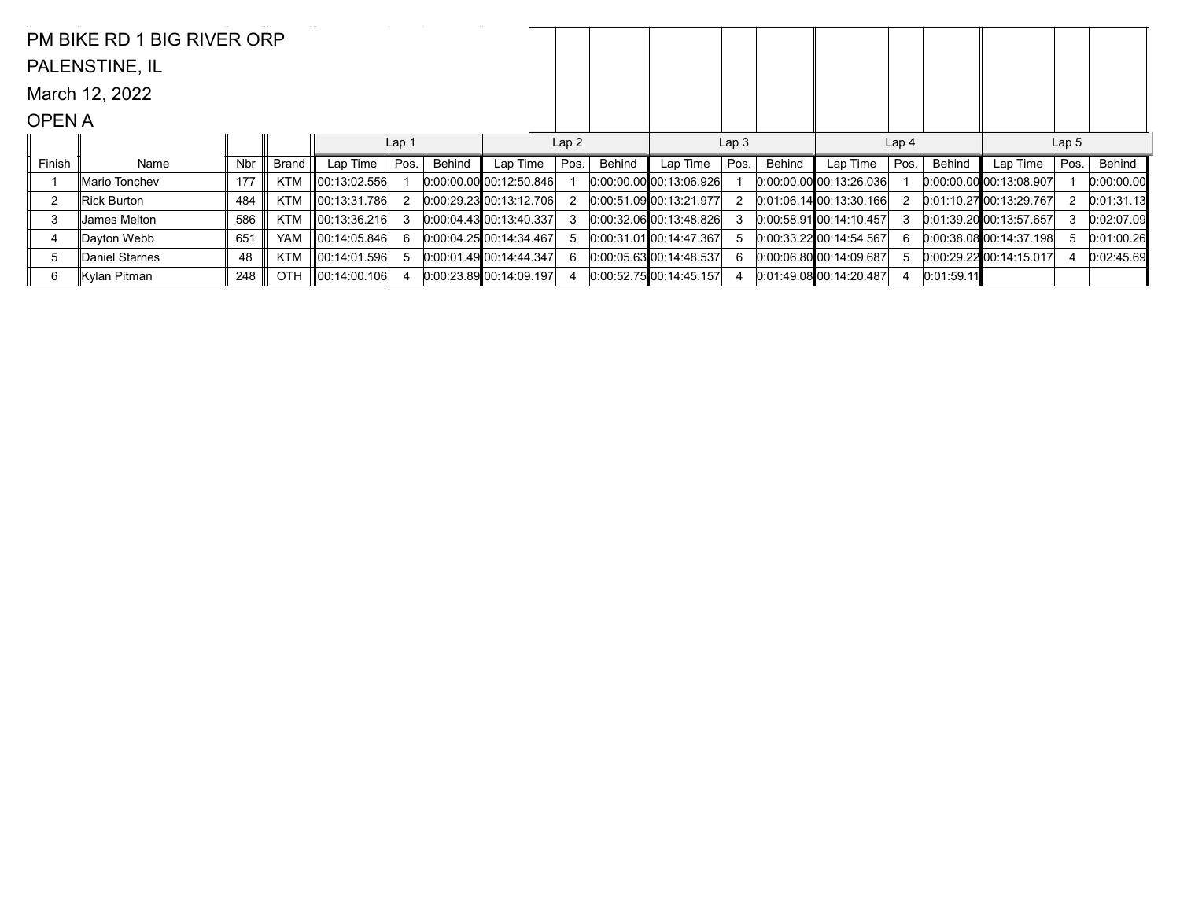PM BIKE RD 1 BIG RIVER ORP

PALENSTINE, IL

March 12, 2022

OPEN A

| | | | | Lap 1 | | | Lap 2 | | | Lap 3 | | | Lap 4 | | | Lap 5 | | |
|---|---|---|---|---|---|---|---|---|---|---|---|---|---|---|---|---|---|---|
| Finish | Name | Nbr | Brand | Lap Time | Pos. | Behind | Lap Time | Pos. | Behind | Lap Time | Pos. | Behind | Lap Time | Pos. | Behind | Lap Time | Pos. | Behind |
| 1 | Mario Tonchev | 177 | KTM | 00:13:02.556 | 1 | 0:00:00.00 | 00:12:50.846 | 1 | 0:00:00.00 | 00:13:06.926 | 1 | 0:00:00.00 | 00:13:26.036 | 1 | 0:00:00.00 | 00:13:08.907 | 1 | 0:00:00.00 |
| 2 | Rick Burton | 484 | KTM | 00:13:31.786 | 2 | 0:00:29.23 | 00:13:12.706 | 2 | 0:00:51.09 | 00:13:21.977 | 2 | 0:01:06.14 | 00:13:30.166 | 2 | 0:01:10.27 | 00:13:29.767 | 2 | 0:01:31.13 |
| 3 | James Melton | 586 | KTM | 00:13:36.216 | 3 | 0:00:04.43 | 00:13:40.337 | 3 | 0:00:32.06 | 00:13:48.826 | 3 | 0:00:58.91 | 00:14:10.457 | 3 | 0:01:39.20 | 00:13:57.657 | 3 | 0:02:07.09 |
| 4 | Dayton Webb | 651 | YAM | 00:14:05.846 | 6 | 0:00:04.25 | 00:14:34.467 | 5 | 0:00:31.01 | 00:14:47.367 | 5 | 0:00:33.22 | 00:14:54.567 | 6 | 0:00:38.08 | 00:14:37.198 | 5 | 0:01:00.26 |
| 5 | Daniel Starnes | 48 | KTM | 00:14:01.596 | 5 | 0:00:01.49 | 00:14:44.347 | 6 | 0:00:05.63 | 00:14:48.537 | 6 | 0:00:06.80 | 00:14:09.687 | 5 | 0:00:29.22 | 00:14:15.017 | 4 | 0:02:45.69 |
| 6 | Kylan Pitman | 248 | OTH | 00:14:00.106 | 4 | 0:00:23.89 | 00:14:09.197 | 4 | 0:00:52.75 | 00:14:45.157 | 4 | 0:01:49.08 | 00:14:20.487 | 4 | 0:01:59.11 | | | |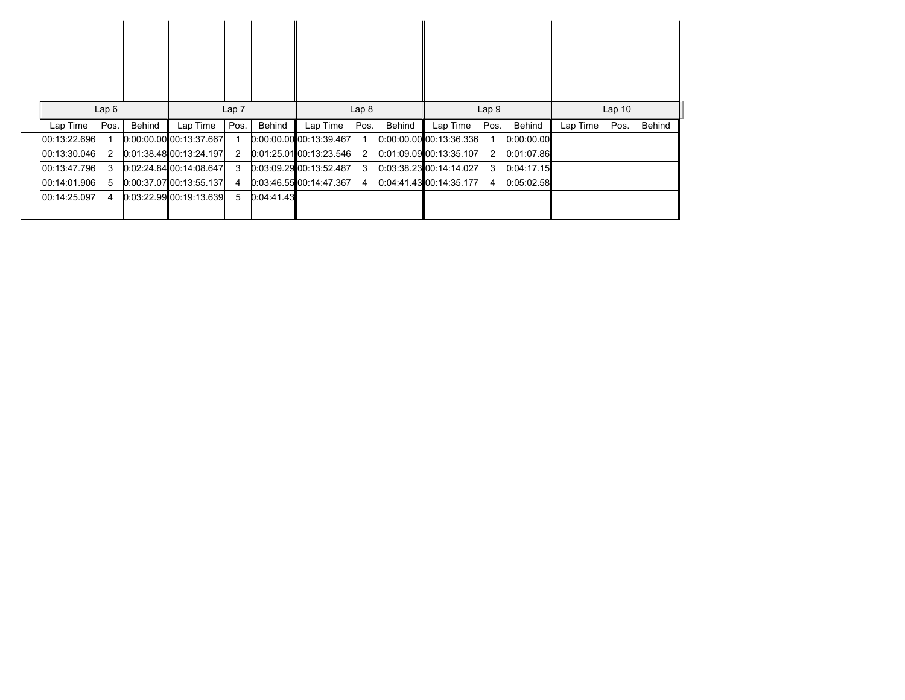| Lap 6 | | | Lap 7 | | | Lap 8 | | | Lap 9 | | | Lap 10 | | |
|---|---|---|---|---|---|---|---|---|---|---|---|---|---|---|
| Lap Time | Pos. | Behind | Lap Time | Pos. | Behind | Lap Time | Pos. | Behind | Lap Time | Pos. | Behind | Lap Time | Pos. | Behind |
| 00:13:22.696 | 1 | 0:00:00.00 | 00:13:37.667 | 1 | 0:00:00.00 | 00:13:39.467 | 1 | 0:00:00.00 | 00:13:36.336 | 1 | 0:00:00.00 | | | |
| 00:13:30.046 | 2 | 0:01:38.48 | 00:13:24.197 | 2 | 0:01:25.01 | 00:13:23.546 | 2 | 0:01:09.09 | 00:13:35.107 | 2 | 0:01:07.86 | | | |
| 00:13:47.796 | 3 | 0:02:24.84 | 00:14:08.647 | 3 | 0:03:09.29 | 00:13:52.487 | 3 | 0:03:38.23 | 00:14:14.027 | 3 | 0:04:17.15 | | | |
| 00:14:01.906 | 5 | 0:00:37.07 | 00:13:55.137 | 4 | 0:03:46.55 | 00:14:47.367 | 4 | 0:04:41.43 | 00:14:35.177 | 4 | 0:05:02.58 | | | |
| 00:14:25.097 | 4 | 0:03:22.99 | 00:19:13.639 | 5 | 0:04:41.43 | | | | | | | | | |
| | | | | | | | | | | | | | | |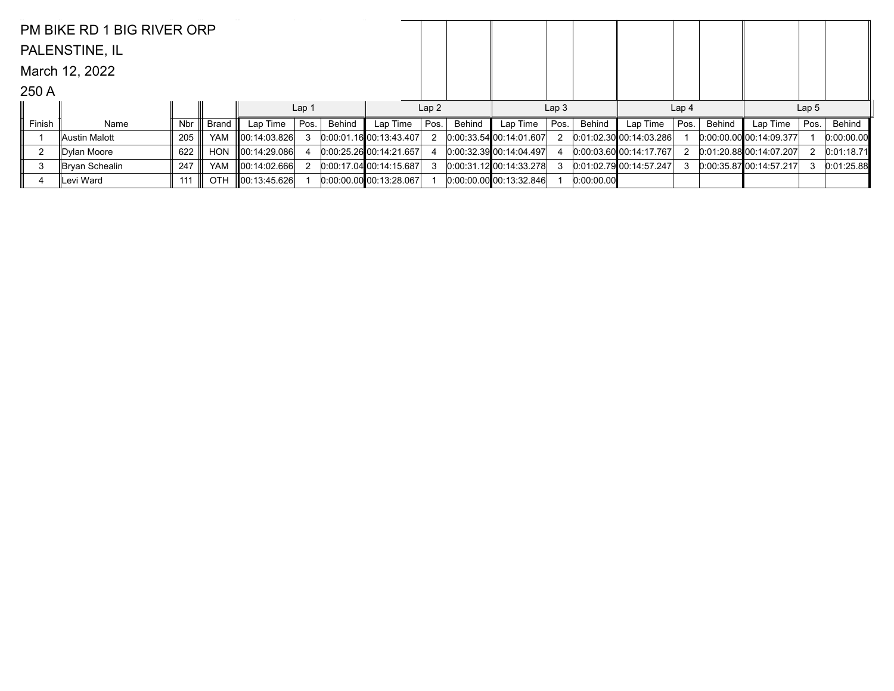PM BIKE RD 1 BIG RIVER ORP

PALENSTINE, IL

March 12, 2022

250 A

| Finish | Name | Nbr | Brand | Lap 1 | | | Lap 2 | | | Lap 3 | | | Lap 4 | | | Lap 5 | | |
|---|---|---|---|---|---|---|---|---|---|---|---|---|---|---|---|---|---|---|
| | | | | Lap Time | Pos. | Behind | Lap Time | Pos. | Behind | Lap Time | Pos. | Behind | Lap Time | Pos. | Behind | Lap Time | Pos. | Behind |
| 1 | Austin Malott | 205 | YAM | 00:14:03.826 | 3 | 0:00:01.16 | 00:13:43.407 | 2 | 0:00:33.54 | 00:14:01.607 | 2 | 0:01:02.30 | 00:14:03.286 | 1 | 0:00:00.00 | 00:14:09.377 | 1 | 0:00:00.00 |
| 2 | Dylan Moore | 622 | HON | 00:14:29.086 | 4 | 0:00:25.26 | 00:14:21.657 | 4 | 0:00:32.39 | 00:14:04.497 | 4 | 0:00:03.60 | 00:14:17.767 | 2 | 0:01:20.88 | 00:14:07.207 | 2 | 0:01:18.71 |
| 3 | Bryan Schealin | 247 | YAM | 00:14:02.666 | 2 | 0:00:17.04 | 00:14:15.687 | 3 | 0:00:31.12 | 00:14:33.278 | 3 | 0:01:02.79 | 00:14:57.247 | 3 | 0:00:35.87 | 00:14:57.217 | 3 | 0:01:25.88 |
| 4 | Levi Ward | 111 | OTH | 00:13:45.626 | 1 | 0:00:00.00 | 00:13:28.067 | 1 | 0:00:00.00 | 00:13:32.846 | 1 | 0:00:00.00 | | | | | | |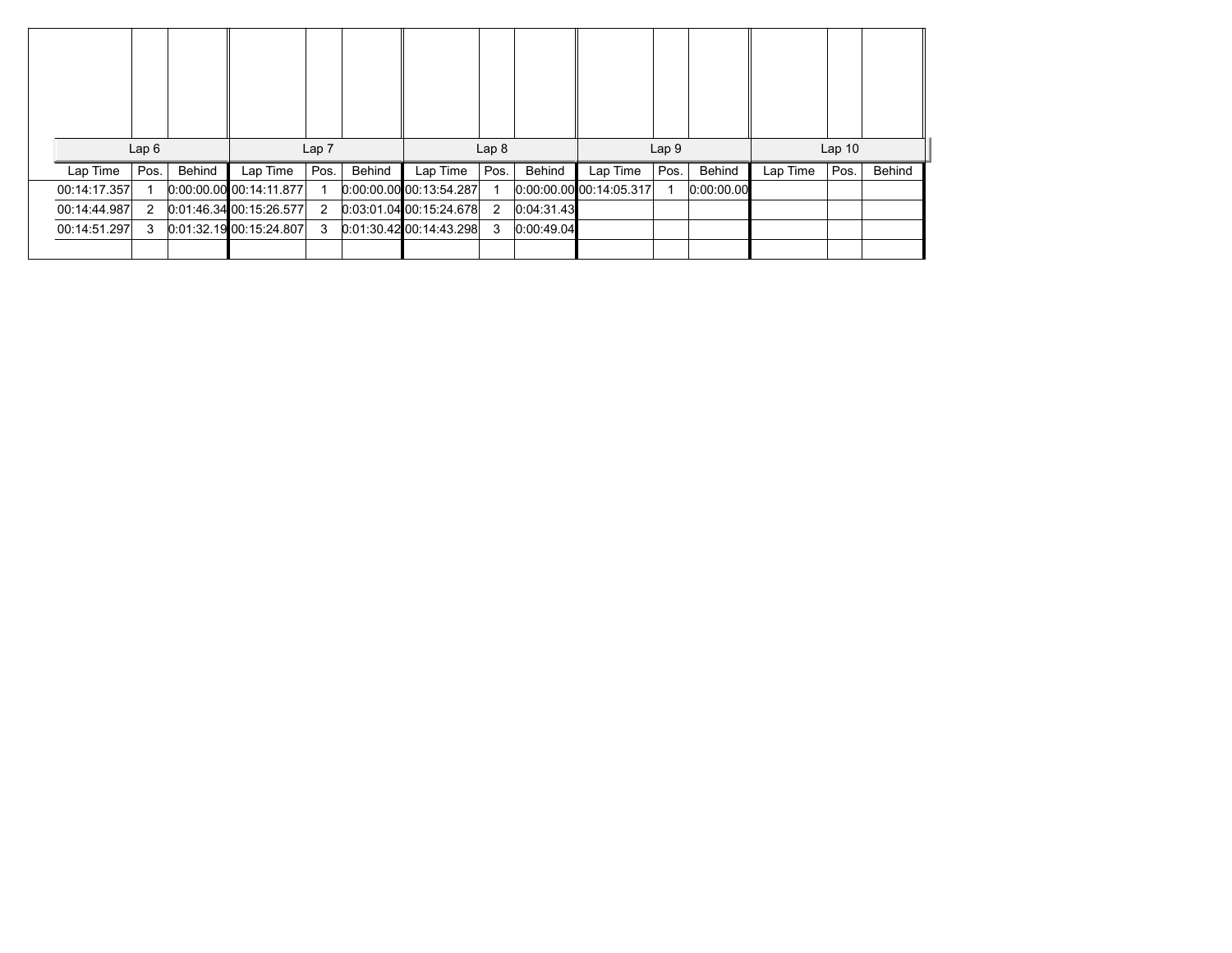| Lap 6 | | | Lap 7 | | | Lap 8 | | | Lap 9 | | | Lap 10 | | |
|---|---|---|---|---|---|---|---|---|---|---|---|---|---|---|
| Lap Time | Pos. | Behind | Lap Time | Pos. | Behind | Lap Time | Pos. | Behind | Lap Time | Pos. | Behind | Lap Time | Pos. | Behind |
| 00:14:17.357 | 1 | 0:00:00.00 | 00:14:11.877 | 1 | 0:00:00.00 | 00:13:54.287 | 1 | 0:00:00.00 | 00:14:05.317 | 1 | 0:00:00.00 | | | |
| 00:14:44.987 | 2 | 0:01:46.34 | 00:15:26.577 | 2 | 0:03:01.04 | 00:15:24.678 | 2 | 0:04:31.43 | | | | | | |
| 00:14:51.297 | 3 | 0:01:32.19 | 00:15:24.807 | 3 | 0:01:30.42 | 00:14:43.298 | 3 | 0:00:49.04 | | | | | | |
| | | | | | | | | | | | | | | |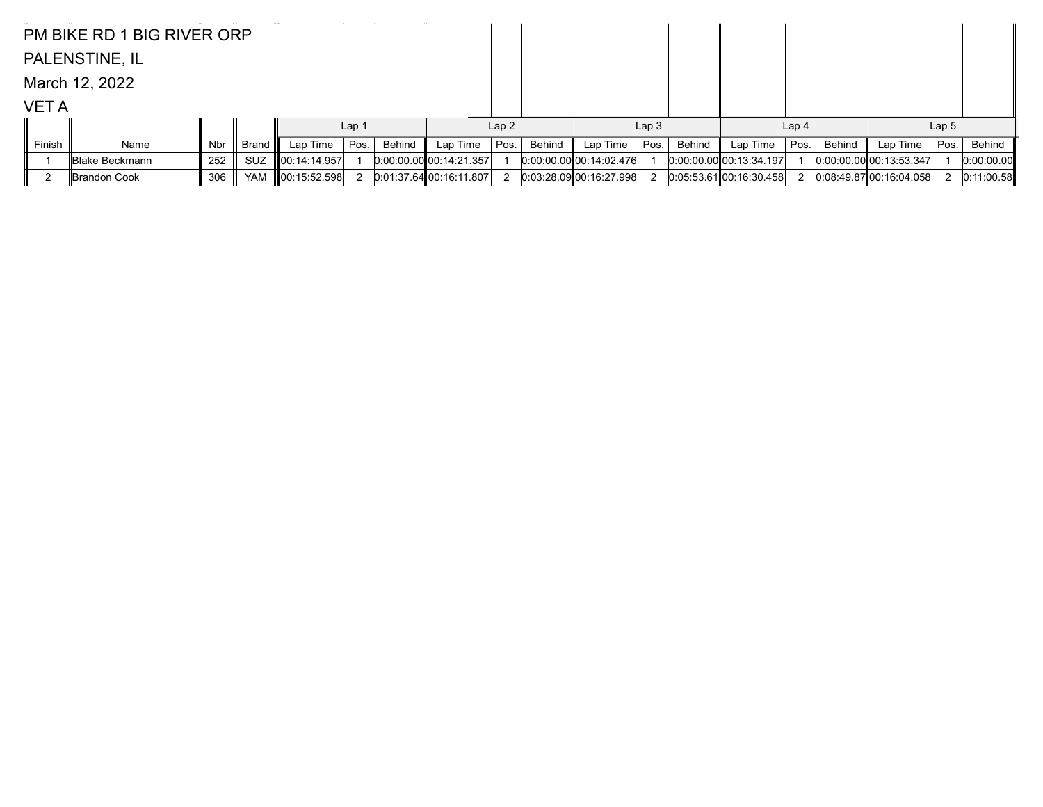PM BIKE RD 1 BIG RIVER ORP

PALENSTINE, IL

March 12, 2022

VET A

| | | | | Lap 1 | | | Lap 2 | | | Lap 3 | | | Lap 4 | | | Lap 5 | | |
|---|---|---|---|---|---|---|---|---|---|---|---|---|---|---|---|---|---|---|
| Finish | Name | Nbr | Brand | Lap Time | Pos. | Behind | Lap Time | Pos. | Behind | Lap Time | Pos. | Behind | Lap Time | Pos. | Behind | Lap Time | Pos. | Behind |
| 1 | Blake Beckmann | 252 | SUZ | 00:14:14.957 | 1 | 0:00:00.00 | 00:14:21.357 | 1 | 0:00:00.00 | 00:14:02.476 | 1 | 0:00:00.00 | 00:13:34.197 | 1 | 0:00:00.00 | 00:13:53.347 | 1 | 0:00:00.00 |
| 2 | Brandon Cook | 306 | YAM | 00:15:52.598 | 2 | 0:01:37.64 | 00:16:11.807 | 2 | 0:03:28.09 | 00:16:27.998 | 2 | 0:05:53.61 | 00:16:30.458 | 2 | 0:08:49.87 | 00:16:04.058 | 2 | 0:11:00.58 |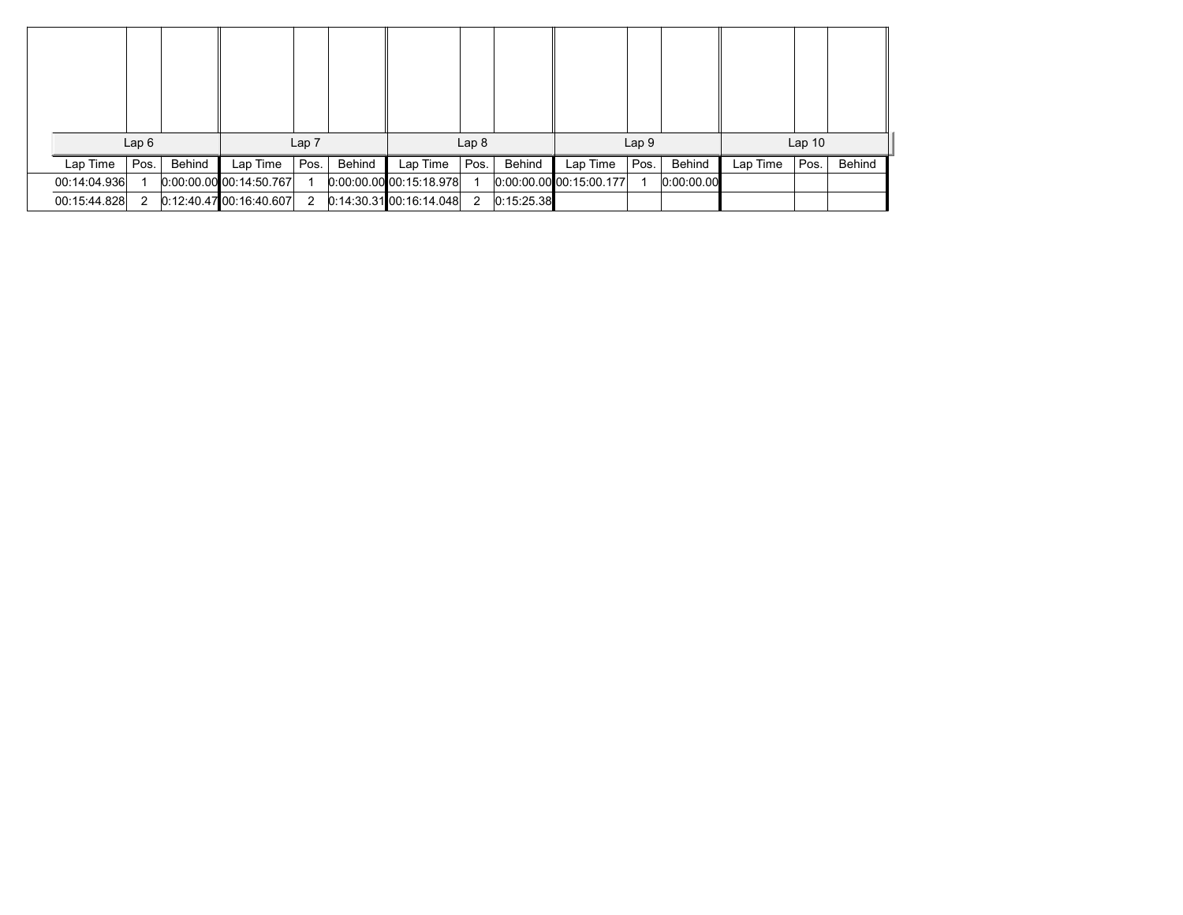| Lap 6 | | | Lap 7 | | | Lap 8 | | | Lap 9 | | | Lap 10 | | |
|---|---|---|---|---|---|---|---|---|---|---|---|---|---|---|
| Lap Time | Pos. | Behind | Lap Time | Pos. | Behind | Lap Time | Pos. | Behind | Lap Time | Pos. | Behind | Lap Time | Pos. | Behind |
| 00:14:04.936 | 1 | 0:00:00.00 | 00:14:50.767 | 1 | 0:00:00.00 | 00:15:18.978 | 1 | 0:00:00.00 | 00:15:00.177 | 1 | 0:00:00.00 | | | |
| 00:15:44.828 | 2 | 0:12:40.47 | 00:16:40.607 | 2 | 0:14:30.31 | 00:16:14.048 | 2 | 0:15:25.38 | | | | | | |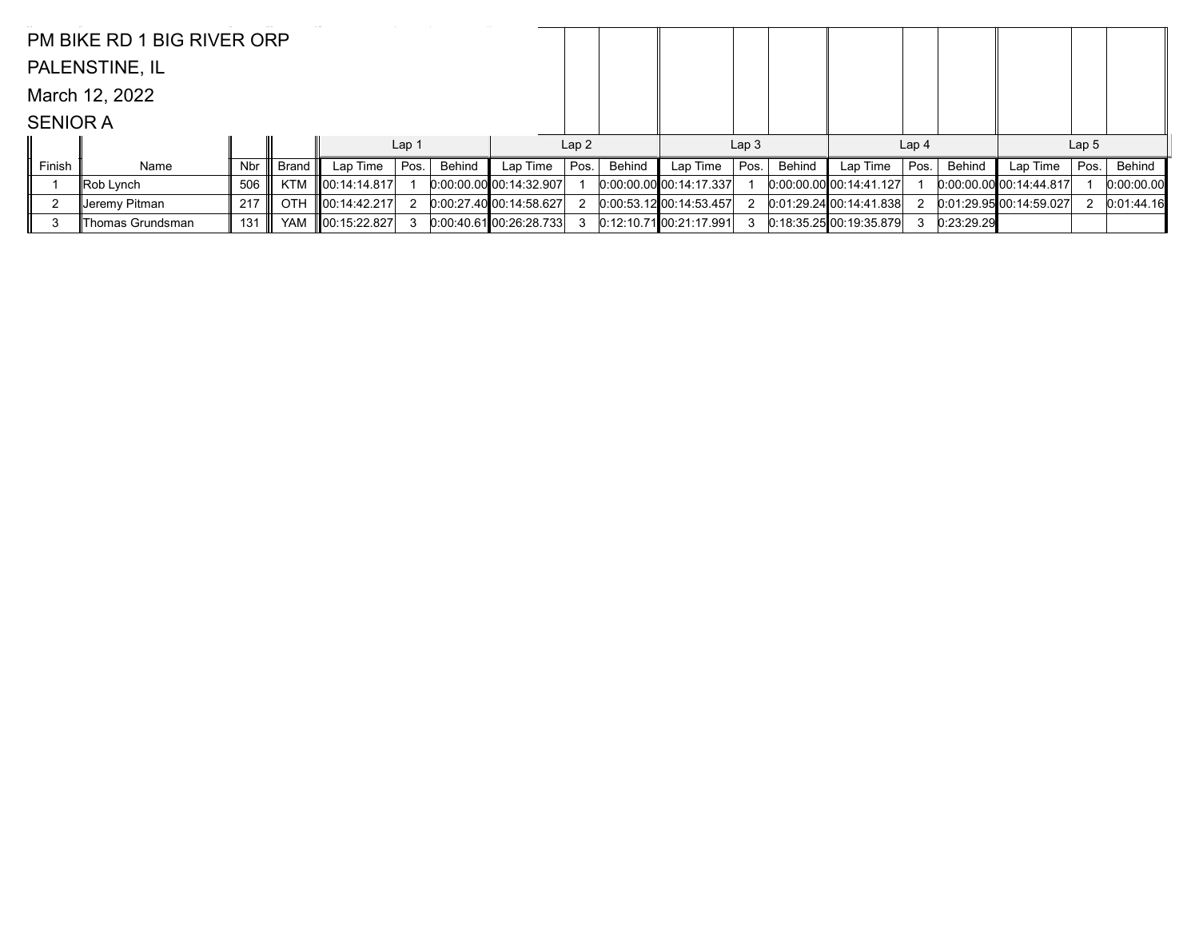PM BIKE RD 1 BIG RIVER ORP

PALENSTINE, IL

March 12, 2022

SENIOR A

| | | | | Lap 1 | | | Lap 2 | | | Lap 3 | | | Lap 4 | | | Lap 5 | | |
|---|---|---|---|---|---|---|---|---|---|---|---|---|---|---|---|---|---|---|
| Finish | Name | Nbr | Brand | Lap Time | Pos. | Behind | Lap Time | Pos. | Behind | Lap Time | Pos. | Behind | Lap Time | Pos. | Behind | Lap Time | Pos. | Behind |
| 1 | Rob Lynch | 506 | KTM | 00:14:14.817 | 1 | 0:00:00.00 | 00:14:32.907 | 1 | 0:00:00.00 | 00:14:17.337 | 1 | 0:00:00.00 | 00:14:41.127 | 1 | 0:00:00.00 | 00:14:44.817 | 1 | 0:00:00.00 |
| 2 | Jeremy Pitman | 217 | OTH | 00:14:42.217 | 2 | 0:00:27.40 | 00:14:58.627 | 2 | 0:00:53.12 | 00:14:53.457 | 2 | 0:01:29.24 | 00:14:41.838 | 2 | 0:01:29.95 | 00:14:59.027 | 2 | 0:01:44.16 |
| 3 | Thomas Grundsman | 131 | YAM | 00:15:22.827 | 3 | 0:00:40.61 | 00:26:28.733 | 3 | 0:12:10.71 | 00:21:17.991 | 3 | 0:18:35.25 | 00:19:35.879 | 3 | 0:23:29.29 | | | |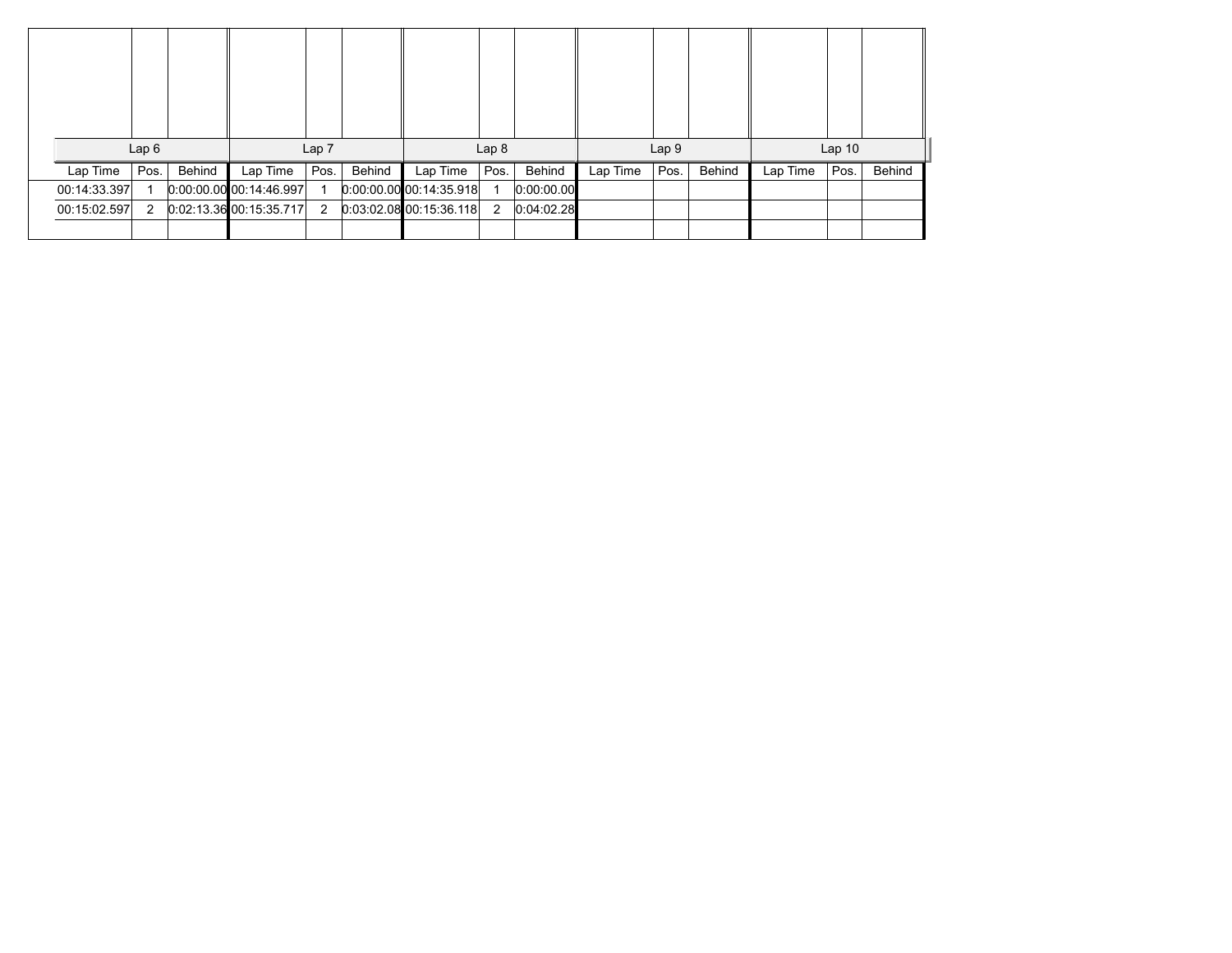| Lap 6 | | | Lap 7 | | | Lap 8 | | | Lap 9 | | | Lap 10 | | |
|---|---|---|---|---|---|---|---|---|---|---|---|---|---|---|
| Lap Time | Pos. | Behind | Lap Time | Pos. | Behind | Lap Time | Pos. | Behind | Lap Time | Pos. | Behind | Lap Time | Pos. | Behind |
| 00:14:33.397 | 1 | 0:00:00.00 | 00:14:46.997 | 1 | 0:00:00.00 | 00:14:35.918 | 1 | 0:00:00.00 | | | | | | |
| 00:15:02.597 | 2 | 0:02:13.36 | 00:15:35.717 | 2 | 0:03:02.08 | 00:15:36.118 | 2 | 0:04:02.28 | | | | | | |
| | | | | | | | | | | | | | | |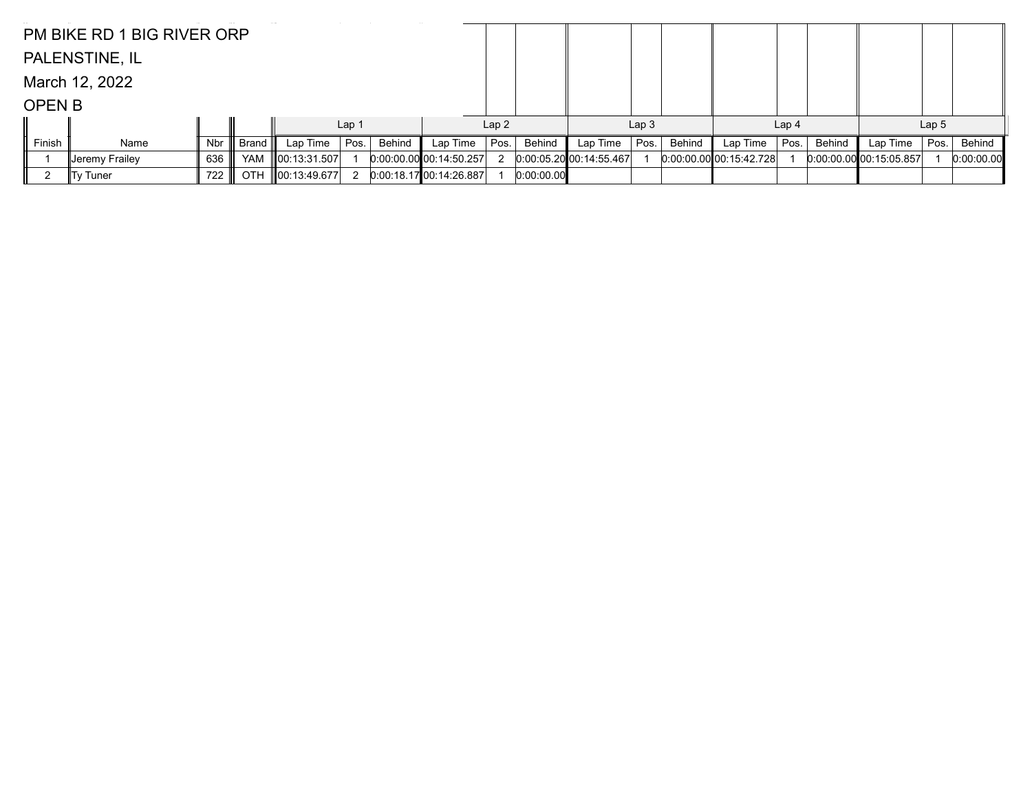PM BIKE RD 1 BIG RIVER ORP

PALENSTINE, IL

March 12, 2022

OPEN B

| | | | | Lap 1 | | | Lap 2 | | | Lap 3 | | | Lap 4 | | | Lap 5 | | |
|---|---|---|---|---|---|---|---|---|---|---|---|---|---|---|---|---|---|---|
| Finish | Name | Nbr | Brand | Lap Time | Pos. | Behind | Lap Time | Pos. | Behind | Lap Time | Pos. | Behind | Lap Time | Pos. | Behind | Lap Time | Pos. | Behind |
| 1 | Jeremy Frailey | 636 | YAM | 00:13:31.507 | 1 | 0:00:00.00 | 00:14:50.257 | 2 | 0:00:05.20 | 00:14:55.467 | 1 | 0:00:00.00 | 00:15:42.728 | 1 | 0:00:00.00 | 00:15:05.857 | 1 | 0:00:00.00 |
| 2 | Ty Tuner | 722 | OTH | 00:13:49.677 | 2 | 0:00:18.17 | 00:14:26.887 | 1 | 0:00:00.00 | | | | | | | | | |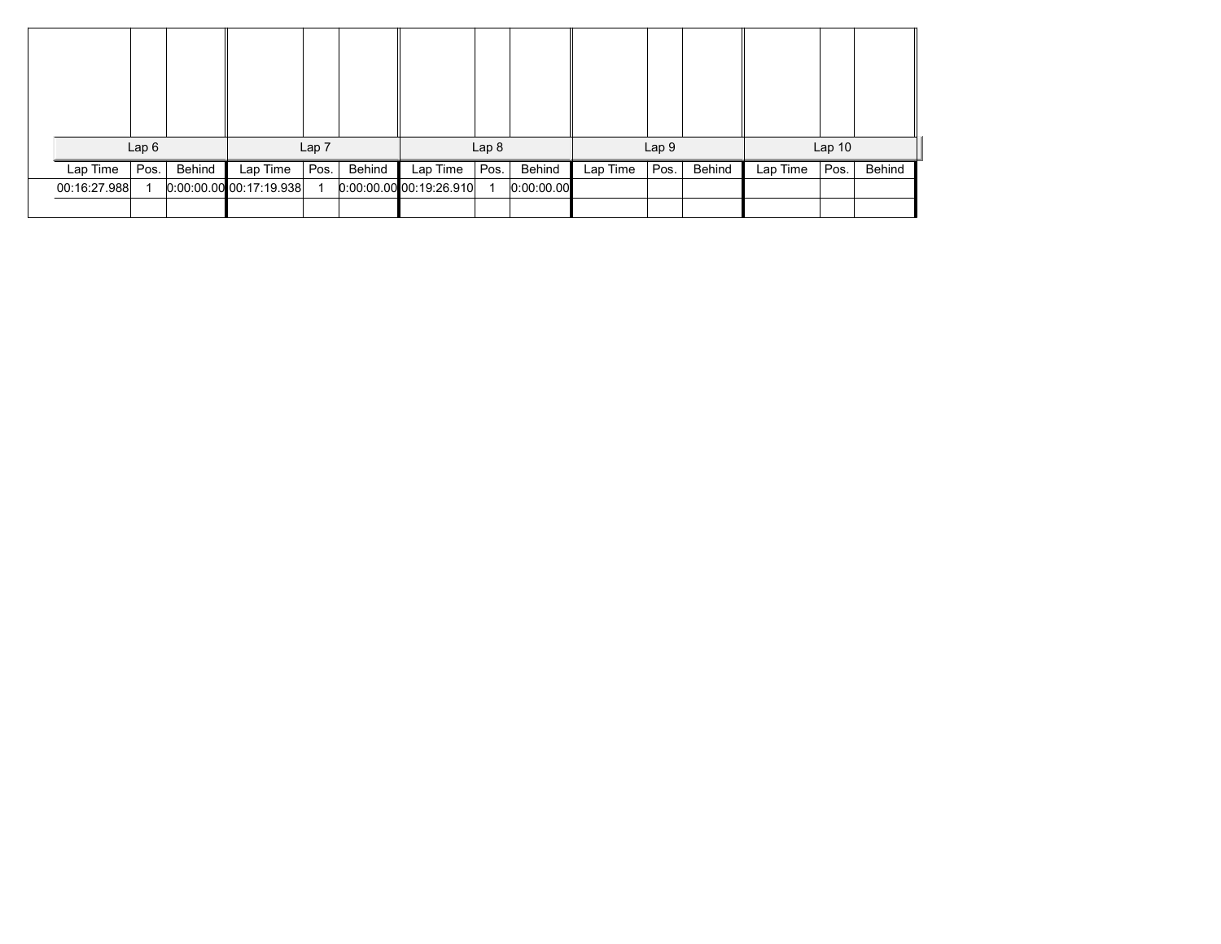| Lap 6 | | | Lap 7 | | | Lap 8 | | | Lap 9 | | | Lap 10 | | |
|---|---|---|---|---|---|---|---|---|---|---|---|---|---|---|
| Lap Time | Pos. | Behind | Lap Time | Pos. | Behind | Lap Time | Pos. | Behind | Lap Time | Pos. | Behind | Lap Time | Pos. | Behind |
| 00:16:27.988 | 1 | 0:00:00.00 | 00:17:19.938 | 1 | 0:00:00.00 | 00:19:26.910 | 1 | 0:00:00.00 | | | | | | |
| | | | | | | | | | | | | | | |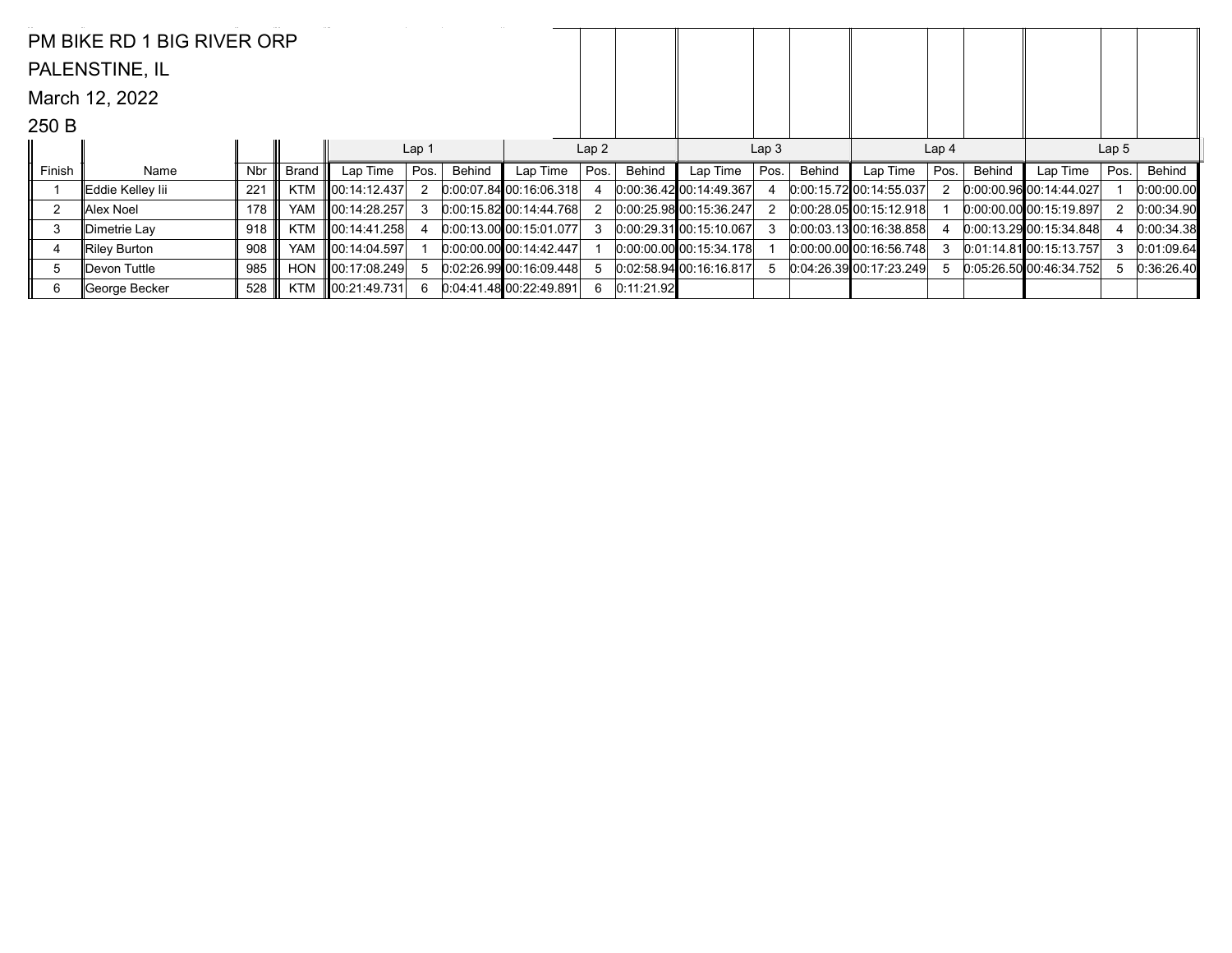PM BIKE RD 1 BIG RIVER ORP

PALENSTINE, IL

March 12, 2022

250 B

| | | | | Lap 1 | | | Lap 2 | | | Lap 3 | | | Lap 4 | | | Lap 5 | | |
|---|---|---|---|---|---|---|---|---|---|---|---|---|---|---|---|---|---|---|
| Finish | Name | Nbr | Brand | Lap Time | Pos. | Behind | Lap Time | Pos. | Behind | Lap Time | Pos. | Behind | Lap Time | Pos. | Behind | Lap Time | Pos. | Behind |
| 1 | Eddie Kelley Iii | 221 | KTM | 00:14:12.437 | 2 | 0:00:07.84 | 00:16:06.318 | 4 | 0:00:36.42 | 00:14:49.367 | 4 | 0:00:15.72 | 00:14:55.037 | 2 | 0:00:00.96 | 00:14:44.027 | 1 | 0:00:00.00 |
| 2 | Alex Noel | 178 | YAM | 00:14:28.257 | 3 | 0:00:15.82 | 00:14:44.768 | 2 | 0:00:25.98 | 00:15:36.247 | 2 | 0:00:28.05 | 00:15:12.918 | 1 | 0:00:00.00 | 00:15:19.897 | 2 | 0:00:34.90 |
| 3 | Dimetrie Lay | 918 | KTM | 00:14:41.258 | 4 | 0:00:13.00 | 00:15:01.077 | 3 | 0:00:29.31 | 00:15:10.067 | 3 | 0:00:03.13 | 00:16:38.858 | 4 | 0:00:13.29 | 00:15:34.848 | 4 | 0:00:34.38 |
| 4 | Riley Burton | 908 | YAM | 00:14:04.597 | 1 | 0:00:00.00 | 00:14:42.447 | 1 | 0:00:00.00 | 00:15:34.178 | 1 | 0:00:00.00 | 00:16:56.748 | 3 | 0:01:14.81 | 00:15:13.757 | 3 | 0:01:09.64 |
| 5 | Devon Tuttle | 985 | HON | 00:17:08.249 | 5 | 0:02:26.99 | 00:16:09.448 | 5 | 0:02:58.94 | 00:16:16.817 | 5 | 0:04:26.39 | 00:17:23.249 | 5 | 0:05:26.50 | 00:46:34.752 | 5 | 0:36:26.40 |
| 6 | George Becker | 528 | KTM | 00:21:49.731 | 6 | 0:04:41.48 | 00:22:49.891 | 6 | 0:11:21.92 | | | | | | | | | |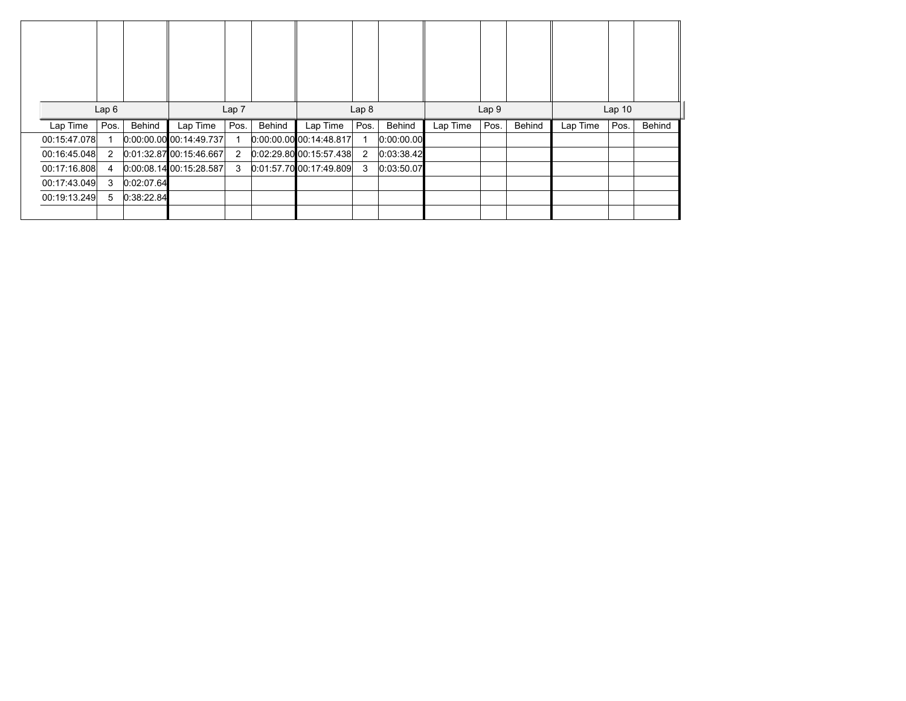| Lap 6 | | | Lap 7 | | | Lap 8 | | | Lap 9 | | | Lap 10 | | |
|---|---|---|---|---|---|---|---|---|---|---|---|---|---|---|
| Lap Time | Pos. | Behind | Lap Time | Pos. | Behind | Lap Time | Pos. | Behind | Lap Time | Pos. | Behind | Lap Time | Pos. | Behind |
| 00:15:47.078 | 1 | 0:00:00.00 | 00:14:49.737 | 1 | 0:00:00.00 | 00:14:48.817 | 1 | 0:00:00.00 | | | | | | |
| 00:16:45.048 | 2 | 0:01:32.87 | 00:15:46.667 | 2 | 0:02:29.80 | 00:15:57.438 | 2 | 0:03:38.42 | | | | | | |
| 00:17:16.808 | 4 | 0:00:08.14 | 00:15:28.587 | 3 | 0:01:57.70 | 00:17:49.809 | 3 | 0:03:50.07 | | | | | | |
| 00:17:43.049 | 3 | 0:02:07.64 | | | | | | | | | | | | |
| 00:19:13.249 | 5 | 0:38:22.84 | | | | | | | | | | | | |
| | | | | | | | | | | | | | | |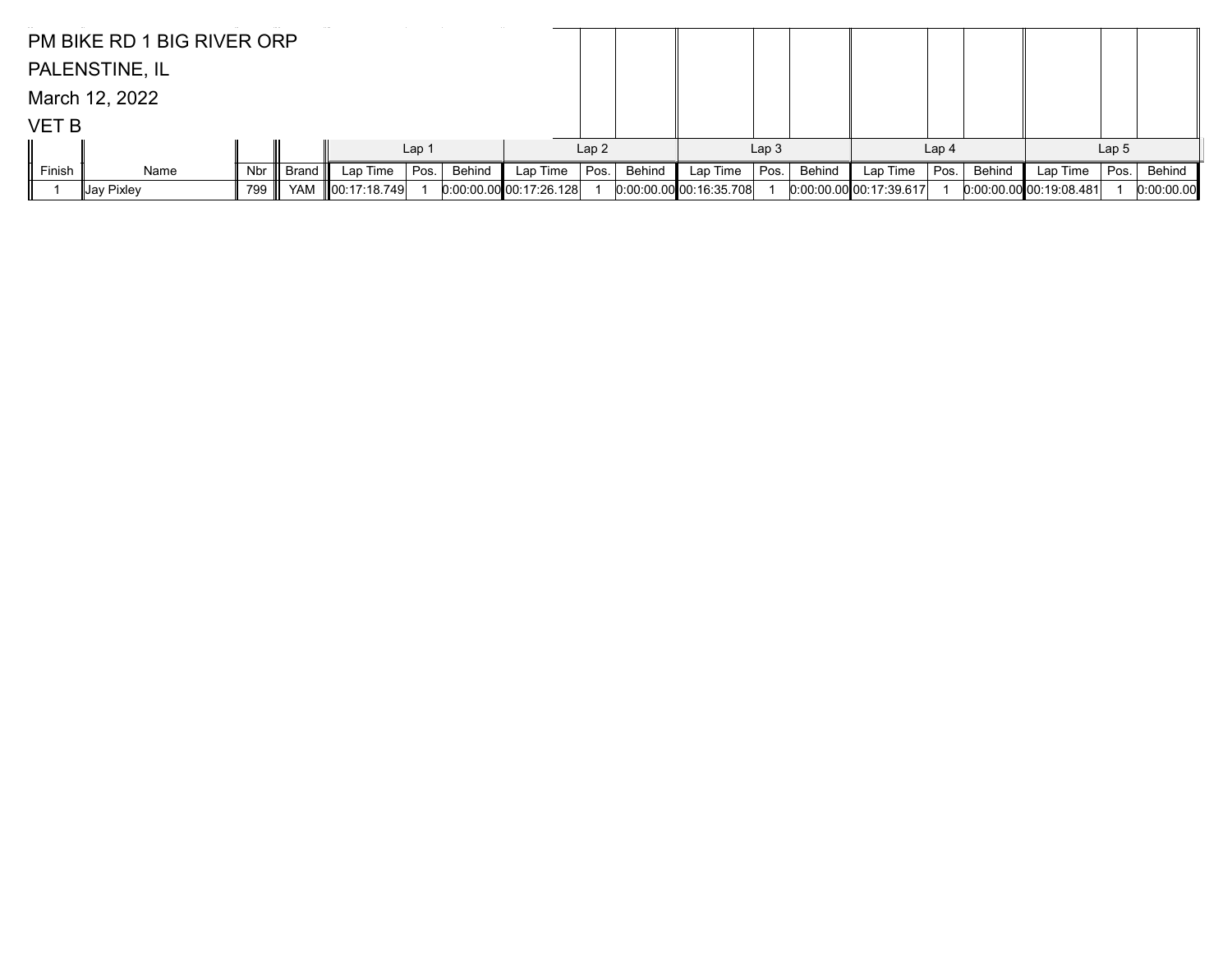PM BIKE RD 1 BIG RIVER ORP

PALENSTINE, IL

March 12, 2022

VET B

| | | | | Lap 1 | | | Lap 2 | | | Lap 3 | | | Lap 4 | | | Lap 5 | | |
|---|---|---|---|---|---|---|---|---|---|---|---|---|---|---|---|---|---|---|
| Finish | Name | Nbr | Brand | Lap Time | Pos. | Behind | Lap Time | Pos. | Behind | Lap Time | Pos. | Behind | Lap Time | Pos. | Behind | Lap Time | Pos. | Behind |
| 1 | Jay Pixley | 799 | YAM | 00:17:18.749 | 1 | 0:00:00.00 | 00:17:26.128 | 1 | 0:00:00.00 | 00:16:35.708 | 1 | 0:00:00.00 | 00:17:39.617 | 1 | 0:00:00.00 | 00:19:08.481 | 1 | 0:00:00.00 |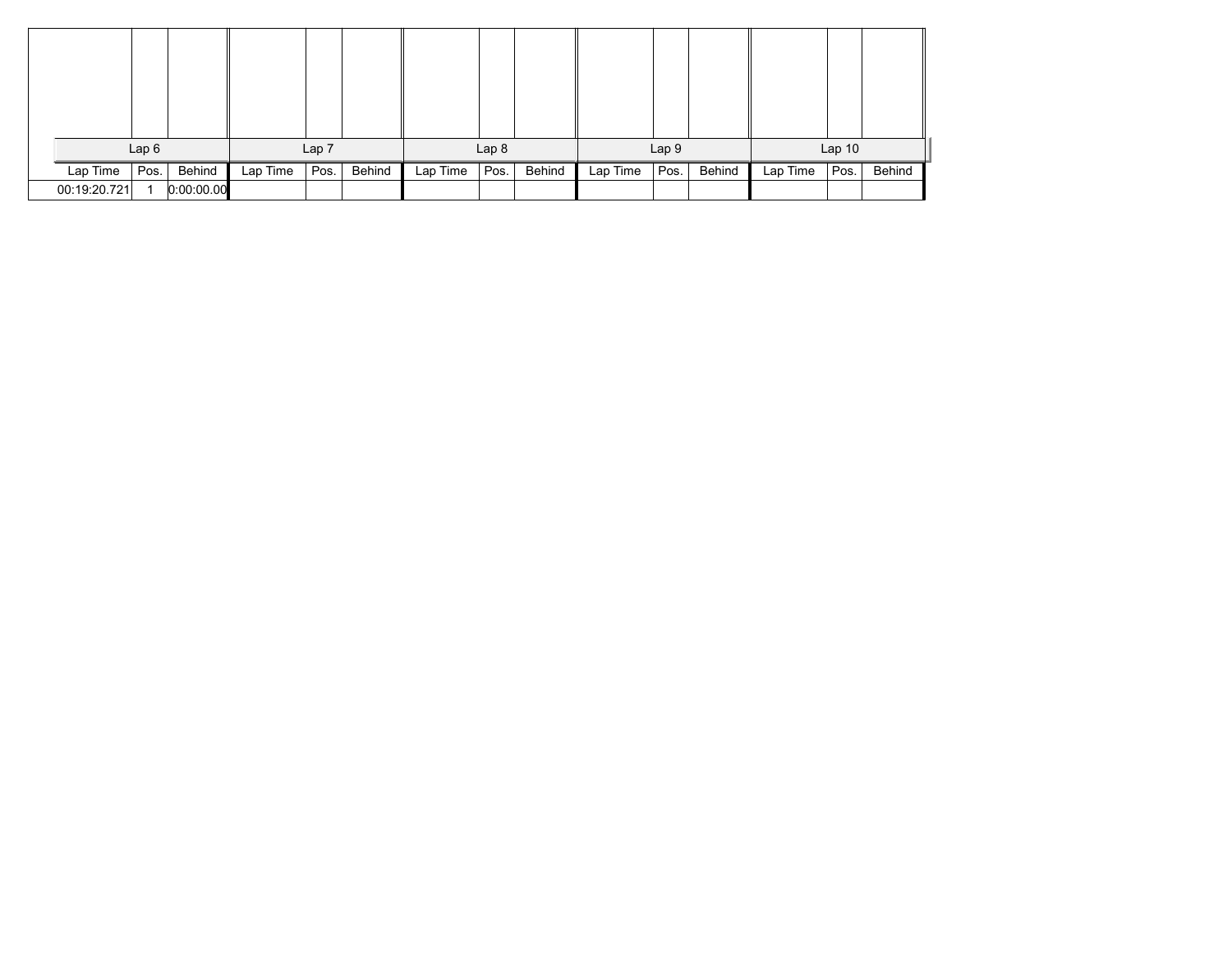| Lap 6 | | | Lap 7 | | | Lap 8 | | | Lap 9 | | | Lap 10 | | |
|---|---|---|---|---|---|---|---|---|---|---|---|---|---|---|
| Lap Time | Pos. | Behind | Lap Time | Pos. | Behind | Lap Time | Pos. | Behind | Lap Time | Pos. | Behind | Lap Time | Pos. | Behind |
| 00:19:20.721 | 1 | 0:00:00.00 | | | | | | | | | | | | |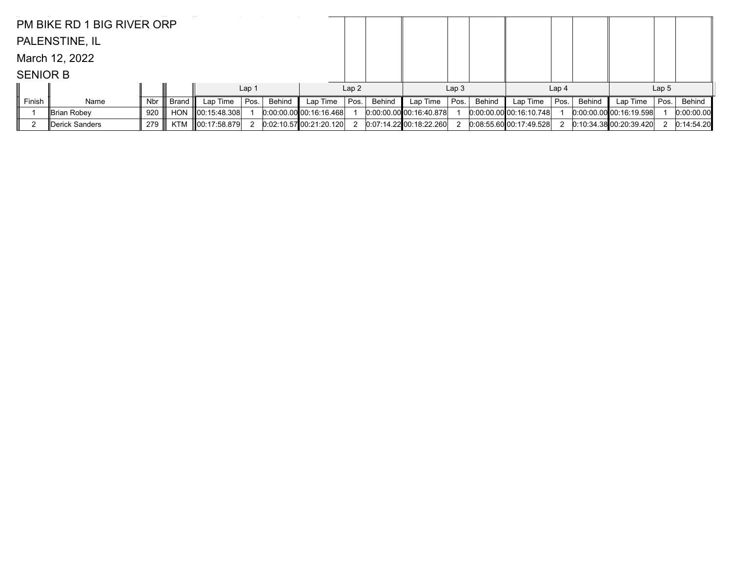PM BIKE RD 1 BIG RIVER ORP

PALENSTINE, IL

March 12, 2022

SENIOR B

| | | | | Lap 1 | | | Lap 2 | | | Lap 3 | | | Lap 4 | | | Lap 5 | | |
|---|---|---|---|---|---|---|---|---|---|---|---|---|---|---|---|---|---|---|
| Finish | Name | Nbr | Brand | Lap Time | Pos. | Behind | Lap Time | Pos. | Behind | Lap Time | Pos. | Behind | Lap Time | Pos. | Behind | Lap Time | Pos. | Behind |
| 1 | Brian Robey | 920 | HON | 00:15:48.308 | 1 | 0:00:00.00 | 00:16:16.468 | 1 | 0:00:00.00 | 00:16:40.878 | 1 | 0:00:00.00 | 00:16:10.748 | 1 | 0:00:00.00 | 00:16:19.598 | 1 | 0:00:00.00 |
| 2 | Derick Sanders | 279 | KTM | 00:17:58.879 | 2 | 0:02:10.57 | 00:21:20.120 | 2 | 0:07:14.22 | 00:18:22.260 | 2 | 0:08:55.60 | 00:17:49.528 | 2 | 0:10:34.38 | 00:20:39.420 | 2 | 0:14:54.20 |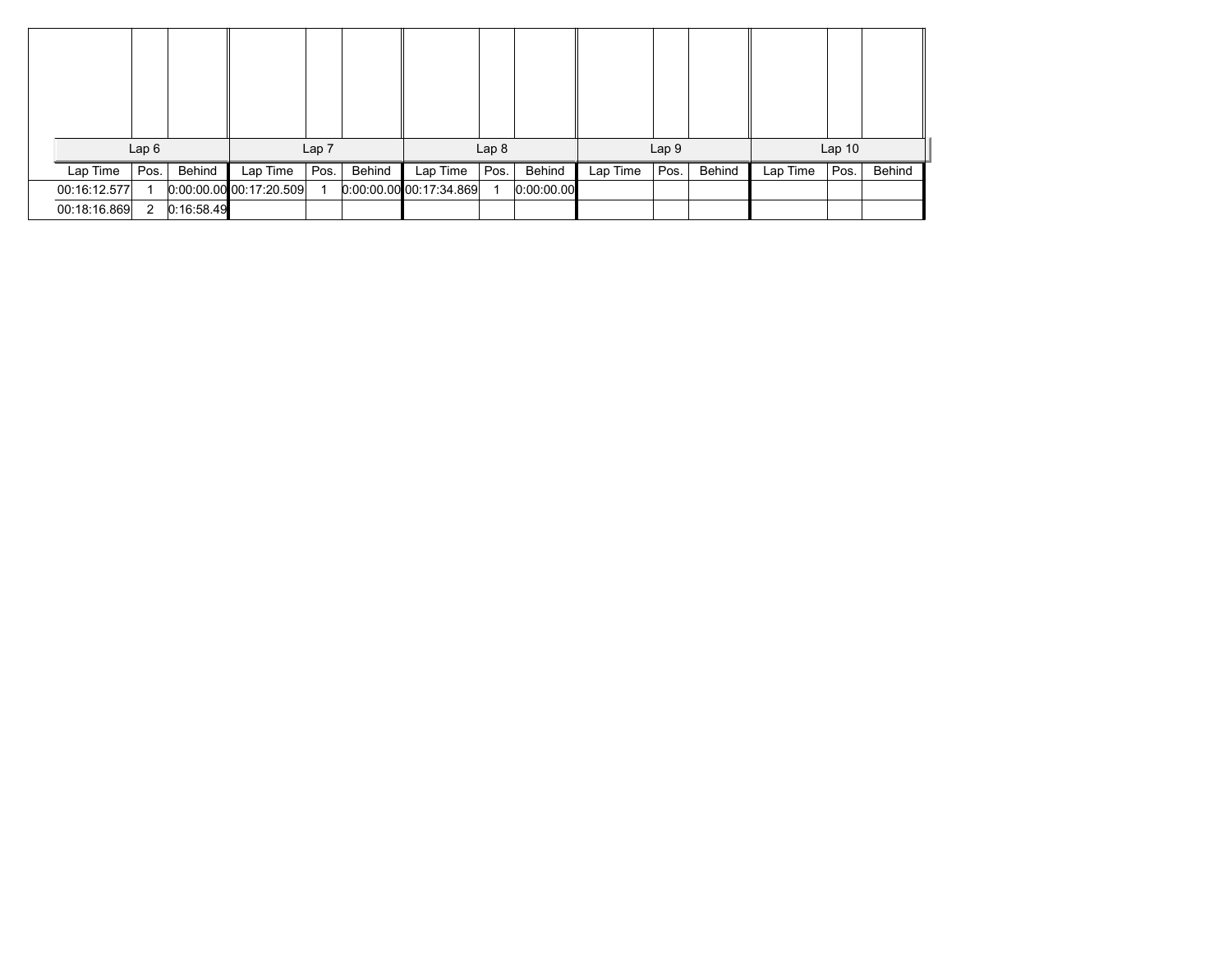| Lap 6 | | | Lap 7 | | | Lap 8 | | | Lap 9 | | | Lap 10 | | |
|---|---|---|---|---|---|---|---|---|---|---|---|---|---|---|
| Lap Time | Pos. | Behind | Lap Time | Pos. | Behind | Lap Time | Pos. | Behind | Lap Time | Pos. | Behind | Lap Time | Pos. | Behind |
| 00:16:12.577 | 1 | 0:00:00.00 | 00:17:20.509 | 1 | 0:00:00.00 | 00:17:34.869 | 1 | 0:00:00.00 | | | | | | |
| 00:18:16.869 | 2 | 0:16:58.49 | | | | | | | | | | | | |